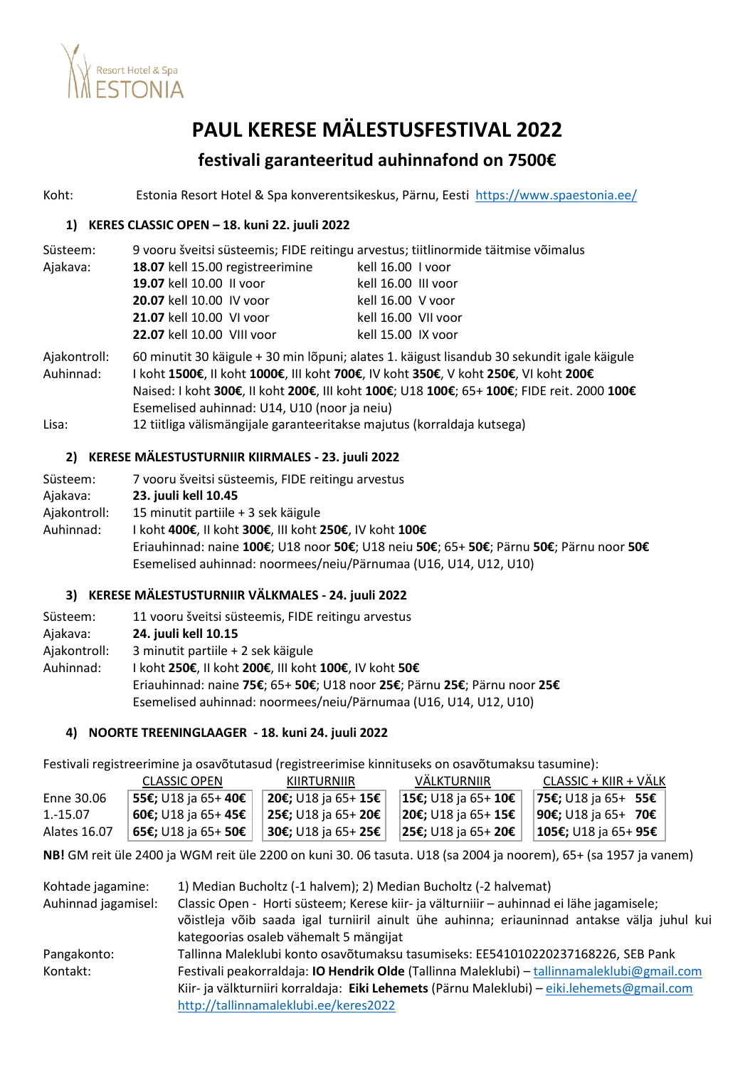Resort Hotel & Spa ESTONIA

# PAUL KERESE MÄLESTUSFESTIVAL 2022

## festivali garanteeritud auhinnafond on 7500€

Koht: Estonia Resort Hotel & Spa konverentsikeskus, Pärnu, Eesti https://www.spaestonia.ee/

### 1) KERES CLASSIC OPEN – 18. kuni 22. juuli 2022

Süsteem: 9 vooru šveitsi süsteemis; FIDE reitingu arvestus; tiitlinormide täitmise võimalus

Ajakava:
**18.07** kell 15.00 registreerimine — kell 16.00 I voor
**19.07** kell 10.00 II voor — kell 16.00 III voor
**20.07** kell 10.00 IV voor — kell 16.00 V voor
**21.07** kell 10.00 VI voor — kell 16.00 VII voor
**22.07** kell 10.00 VIII voor — kell 15.00 IX voor

Ajakontroll: 60 minutit 30 käigule + 30 min lõpuni; alates 1. käigust lisandub 30 sekundit igale käigule

Auhinnad: I koht **1500€**, II koht **1000€**, III koht **700€**, IV koht **350€**, V koht **250€**, VI koht **200€**
Naised: I koht **300€**, II koht **200€**, III koht **100€**; U18 **100€**; 65+ **100€**; FIDE reit. 2000 **100€**
Esemelised auhinnad: U14, U10 (noor ja neiu)

Lisa: 12 tiitliga välismängijale garanteeritakse majutus (korraldaja kutsega)

### 2) KERESE MÄLESTUSTURNIIR KIIRMALES - 23. juuli 2022

Süsteem: 7 vooru šveitsi süsteemis, FIDE reitingu arvestus

Ajakava: **23. juuli kell 10.45**

Ajakontroll: 15 minutit partiile + 3 sek käigule

Auhinnad: I koht **400€**, II koht **300€**, III koht **250€**, IV koht **100€**
Eriauhinnad: naine **100€**; U18 noor **50€**; U18 neiu **50€**; 65+ **50€**; Pärnu **50€**; Pärnu noor **50€**
Esemelised auhinnad: noormees/neiu/Pärnumaa (U16, U14, U12, U10)

### 3) KERESE MÄLESTUSTURNIIR VÄLKMALES - 24. juuli 2022

Süsteem: 11 vooru šveitsi süsteemis, FIDE reitingu arvestus

Ajakava: **24. juuli kell 10.15**

Ajakontroll: 3 minutit partiile + 2 sek käigule

Auhinnad: I koht **250€**, II koht **200€**, III koht **100€**, IV koht **50€**
Eriauhinnad: naine **75€**; 65+ **50€**; U18 noor **25€**; Pärnu **25€**; Pärnu noor **25€**
Esemelised auhinnad: noormees/neiu/Pärnumaa (U16, U14, U12, U10)

### 4) NOORTE TREENINGLAAGER - 18. kuni 24. juuli 2022

Festivali registreerimine ja osavõtutasud (registreerimise kinnituseks on osavõtumaksu tasumine):

| | CLASSIC OPEN | KIIRTURNIIR | VÄLKTURNIIR | CLASSIC + KIIR + VÄLK |
|---|---|---|---|---|
| Enne 30.06 | **55€;** U18 ja 65+ **40€** | **20€;** U18 ja 65+ **15€** | **15€;** U18 ja 65+ **10€** | **75€;** U18 ja 65+ **55€** |
| 1.-15.07 | **60€;** U18 ja 65+ **45€** | **25€;** U18 ja 65+ **20€** | **20€;** U18 ja 65+ **15€** | **90€;** U18 ja 65+ **70€** |
| Alates 16.07 | **65€;** U18 ja 65+ **50€** | **30€;** U18 ja 65+ **25€** | **25€;** U18 ja 65+ **20€** | **105€;** U18 ja 65+ **95€** |

**NB!** GM reit üle 2400 ja WGM reit üle 2200 on kuni 30. 06 tasuta. U18 (sa 2004 ja noorem), 65+ (sa 1957 ja vanem)

Kohtade jagamine: 1) Median Bucholtz (-1 halvem); 2) Median Bucholtz (-2 halvemat)

Auhinnad jagamisel: Classic Open - Horti süsteem; Kerese kiir- ja välturniir – auhinnad ei lähe jagamisele; võistleja võib saada igal turniiril ainult ühe auhinna; eriauninnad antakse välja juhul kui kategoorias osaleb vähemalt 5 mängijat

Pangakonto: Tallinna Maleklubi konto osavõtumaksu tasumiseks: EE541010220237168226, SEB Pank

Kontakt: Festivali peakorraldaja: **IO Hendrik Olde** (Tallinna Maleklubi) – tallinnamaleklubi@gmail.com
Kiir- ja välkturniiri korraldaja: **Eiki Lehemets** (Pärnu Maleklubi) – eiki.lehemets@gmail.com
http://tallinnamaleklubi.ee/keres2022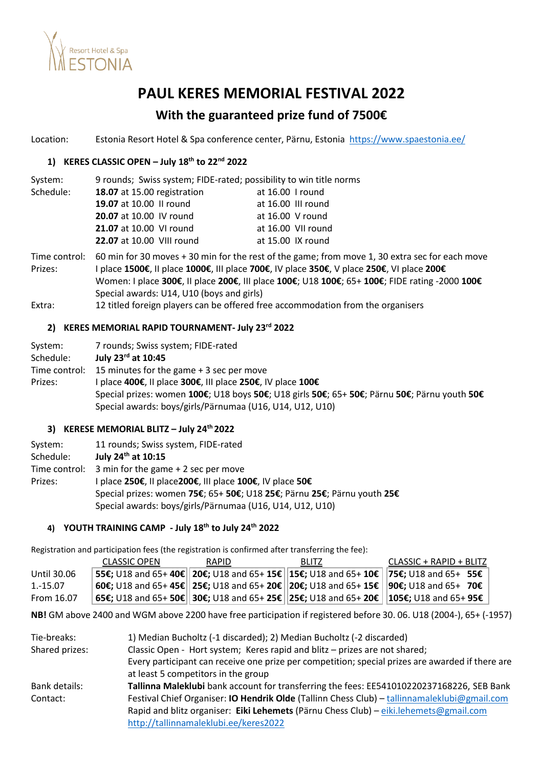Resort Hotel & Spa ESTONIA

# PAUL KERES MEMORIAL FESTIVAL 2022

## With the guaranteed prize fund of 7500€

Location: Estonia Resort Hotel & Spa conference center, Pärnu, Estonia https://www.spaestonia.ee/

### 1) KERES CLASSIC OPEN – July 18th to 22nd 2022

System: 9 rounds; Swiss system; FIDE-rated; possibility to win title norms

Schedule:

| | |
|---|---|
| **18.07** at 15.00 registration | at 16.00 I round |
| **19.07** at 10.00 II round | at 16.00 III round |
| **20.07** at 10.00 IV round | at 16.00 V round |
| **21.07** at 10.00 VI round | at 16.00 VII round |
| **22.07** at 10.00 VIII round | at 15.00 IX round |

Time control: 60 min for 30 moves + 30 min for the rest of the game; from move 1, 30 extra sec for each move

Prizes: I place **1500€**, II place **1000€**, III place **700€**, IV place **350€**, V place **250€**, VI place **200€**
Women: I place **300€**, II place **200€**, III place **100€**; U18 **100€**; 65+ **100€**; FIDE rating -2000 **100€**
Special awards: U14, U10 (boys and girls)

Extra: 12 titled foreign players can be offered free accommodation from the organisers

### 2) KERES MEMORIAL RAPID TOURNAMENT- July 23rd 2022

System: 7 rounds; Swiss system; FIDE-rated

Schedule: **July 23rd at 10:45**

Time control: 15 minutes for the game + 3 sec per move

Prizes: I place **400€**, II place **300€**, III place **250€**, IV place **100€**
Special prizes: women **100€**; U18 boys **50€**; U18 girls **50€**; 65+ **50€**; Pärnu **50€**; Pärnu youth **50€**
Special awards: boys/girls/Pärnumaa (U16, U14, U12, U10)

### 3) KERESE MEMORIAL BLITZ – July 24th 2022

System: 11 rounds; Swiss system, FIDE-rated

Schedule: **July 24th at 10:15**

Time control: 3 min for the game + 2 sec per move

Prizes: I place **250€**, II place**200€**, III place **100€**, IV place **50€**
Special prizes: women **75€**; 65+ **50€**; U18 **25€**; Pärnu **25€**; Pärnu youth **25€**
Special awards: boys/girls/Pärnumaa (U16, U14, U12, U10)

### 4) YOUTH TRAINING CAMP - July 18th to July 24th 2022

Registration and participation fees (the registration is confirmed after transferring the fee):

| | CLASSIC OPEN | RAPID | BLITZ | CLASSIC + RAPID + BLITZ |
|---|---|---|---|---|
| Until 30.06 | **55€;** U18 and 65+ **40€** | **20€;** U18 and 65+ **15€** | **15€;** U18 and 65+ **10€** | **75€;** U18 and 65+ **55€** |
| 1.-15.07 | **60€;** U18 and 65+ **45€** | **25€;** U18 and 65+ **20€** | **20€;** U18 and 65+ **15€** | **90€;** U18 and 65+ **70€** |
| From 16.07 | **65€;** U18 and 65+ **50€** | **30€;** U18 and 65+ **25€** | **25€;** U18 and 65+ **20€** | **105€;** U18 and 65+ **95€** |

**NB!** GM above 2400 and WGM above 2200 have free participation if registered before 30. 06. U18 (2004-), 65+ (-1957)

Tie-breaks: 1) Median Bucholtz (-1 discarded); 2) Median Bucholtz (-2 discarded)

Shared prizes: Classic Open - Hort system; Keres rapid and blitz – prizes are not shared;
Every participant can receive one prize per competition; special prizes are awarded if there are at least 5 competitors in the group

Bank details: **Tallinna Maleklubi** bank account for transferring the fees: EE541010220237168226, SEB Bank

Contact: Festival Chief Organiser: **IO Hendrik Olde** (Tallinn Chess Club) – tallinnamaleklubi@gmail.com
Rapid and blitz organiser: **Eiki Lehemets** (Pärnu Chess Club) – eiki.lehemets@gmail.com
http://tallinnamaleklubi.ee/keres2022